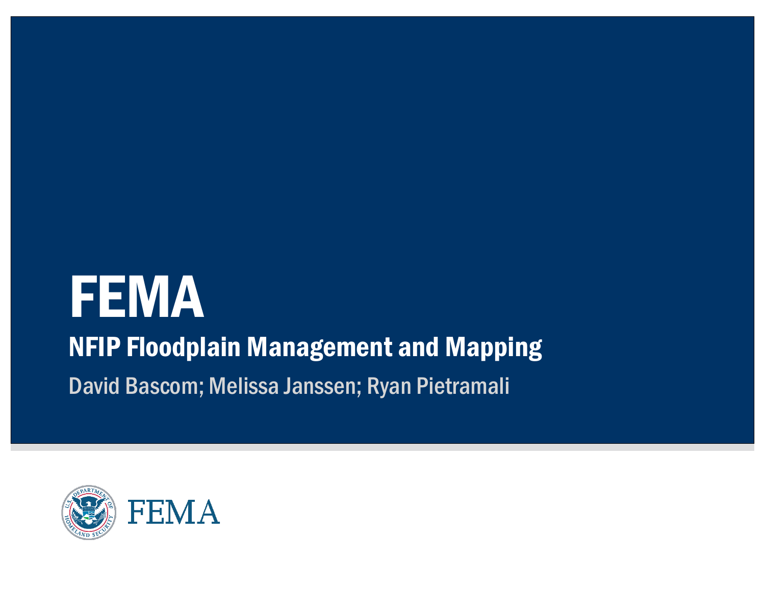# FEMA

## NFIP Floodplain Management and Mapping

David Bascom; Melissa Janssen; Ryan Pietramali

FEMA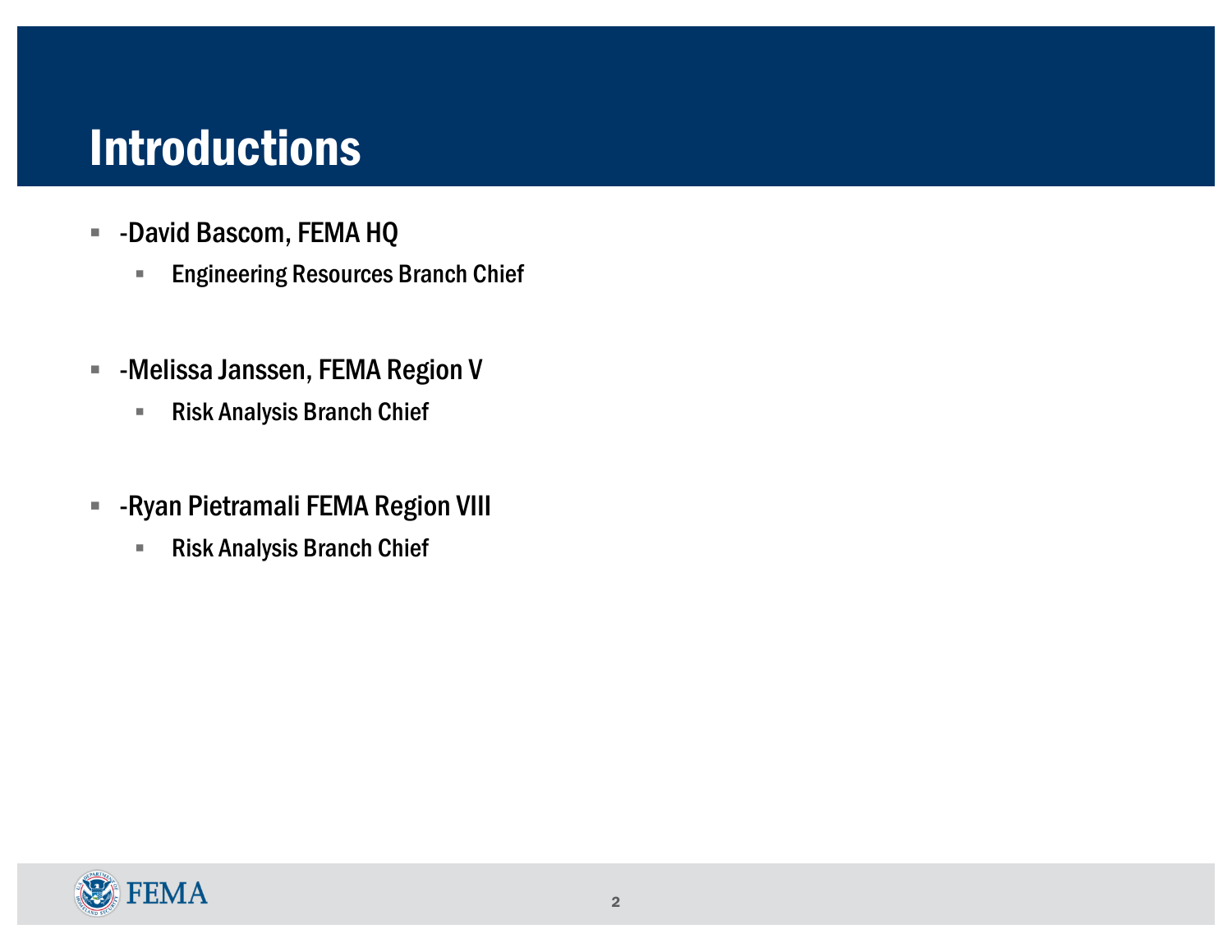# Introductions

- -David Bascom, FEMA HQ
  - Engineering Resources Branch Chief
- -Melissa Janssen, FEMA Region V
  - Risk Analysis Branch Chief
- -Ryan Pietramali FEMA Region VIII
  - Risk Analysis Branch Chief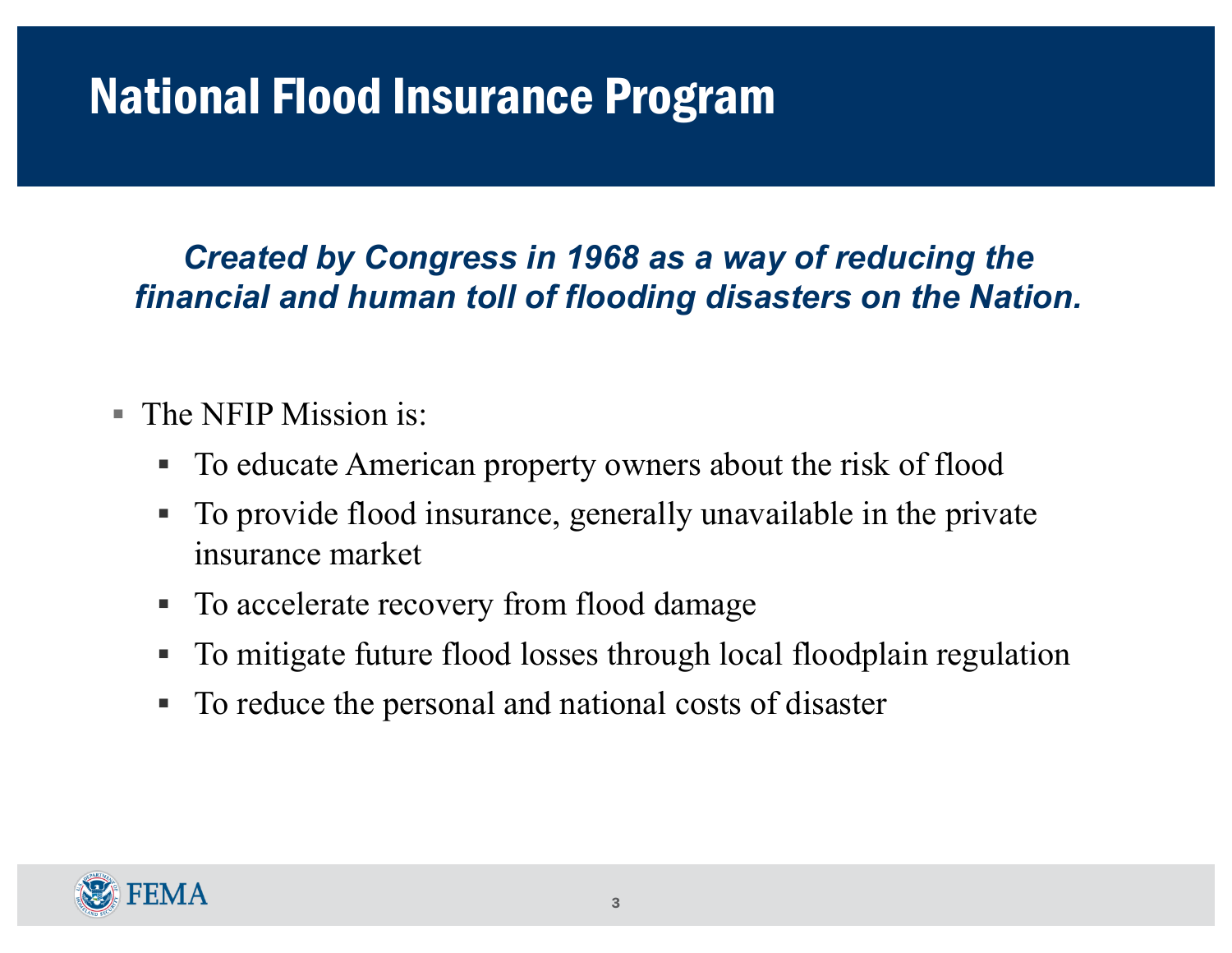# National Flood Insurance Program

***Created by Congress in 1968 as a way of reducing the financial and human toll of flooding disasters on the Nation.***

- The NFIP Mission is:
  - To educate American property owners about the risk of flood
  - To provide flood insurance, generally unavailable in the private insurance market
  - To accelerate recovery from flood damage
  - To mitigate future flood losses through local floodplain regulation
  - To reduce the personal and national costs of disaster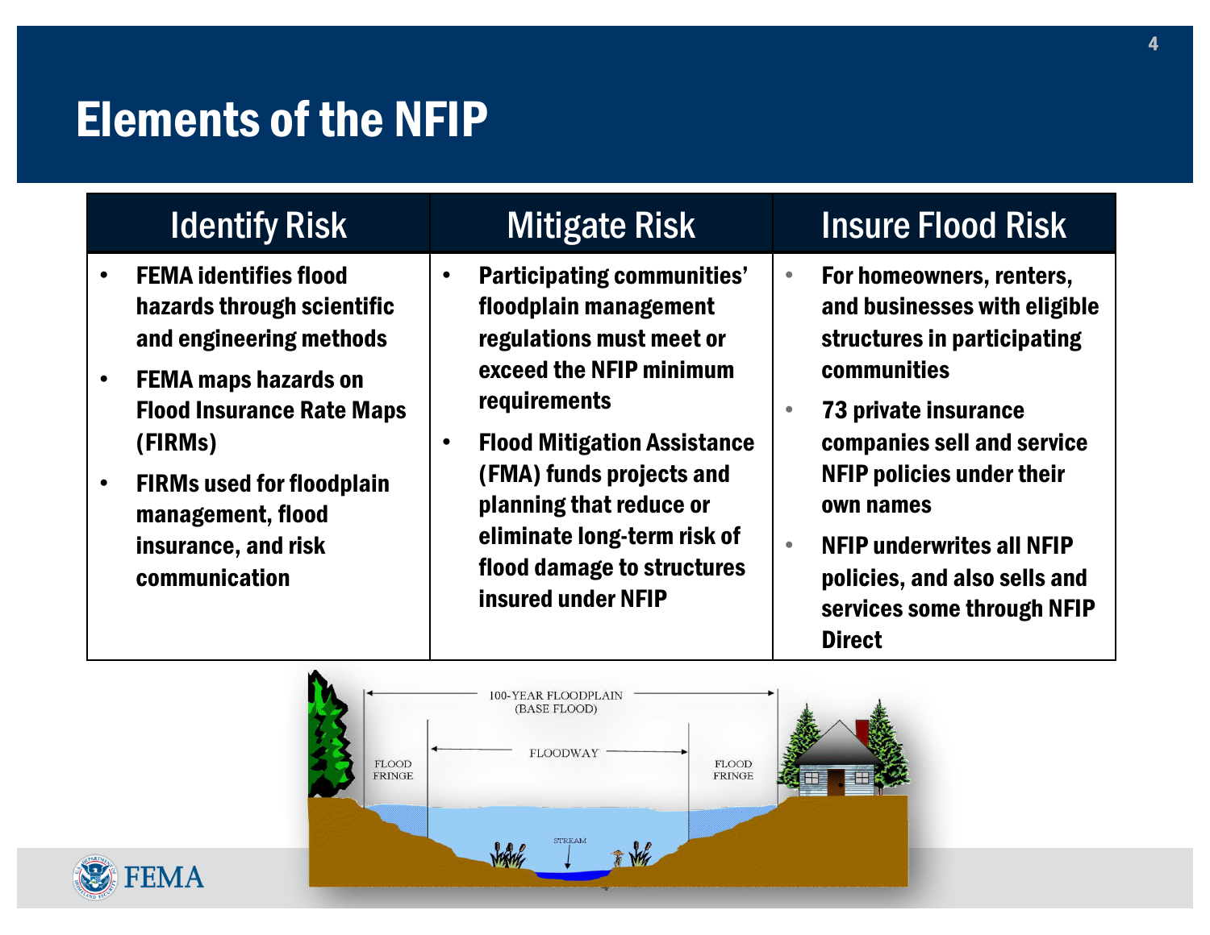# Elements of the NFIP

| Identify Risk | Mitigate Risk | Insure Flood Risk |
|---|---|---|
| • **FEMA identifies flood hazards through scientific and engineering methods**<br>• **FEMA maps hazards on Flood Insurance Rate Maps (FIRMs)**<br>• **FIRMs used for floodplain management, flood insurance, and risk communication** | • **Participating communities' floodplain management regulations must meet or exceed the NFIP minimum requirements**<br>• **Flood Mitigation Assistance (FMA) funds projects and planning that reduce or eliminate long-term risk of flood damage to structures insured under NFIP** | • **For homeowners, renters, and businesses with eligible structures in participating communities**<br>• **73 private insurance companies sell and service NFIP policies under their own names**<br>• **NFIP underwrites all NFIP policies, and also sells and services some through NFIP Direct** |

100-YEAR FLOODPLAIN (BASE FLOOD)

FLOODWAY

FLOOD FRINGE

FLOOD FRINGE

STREAM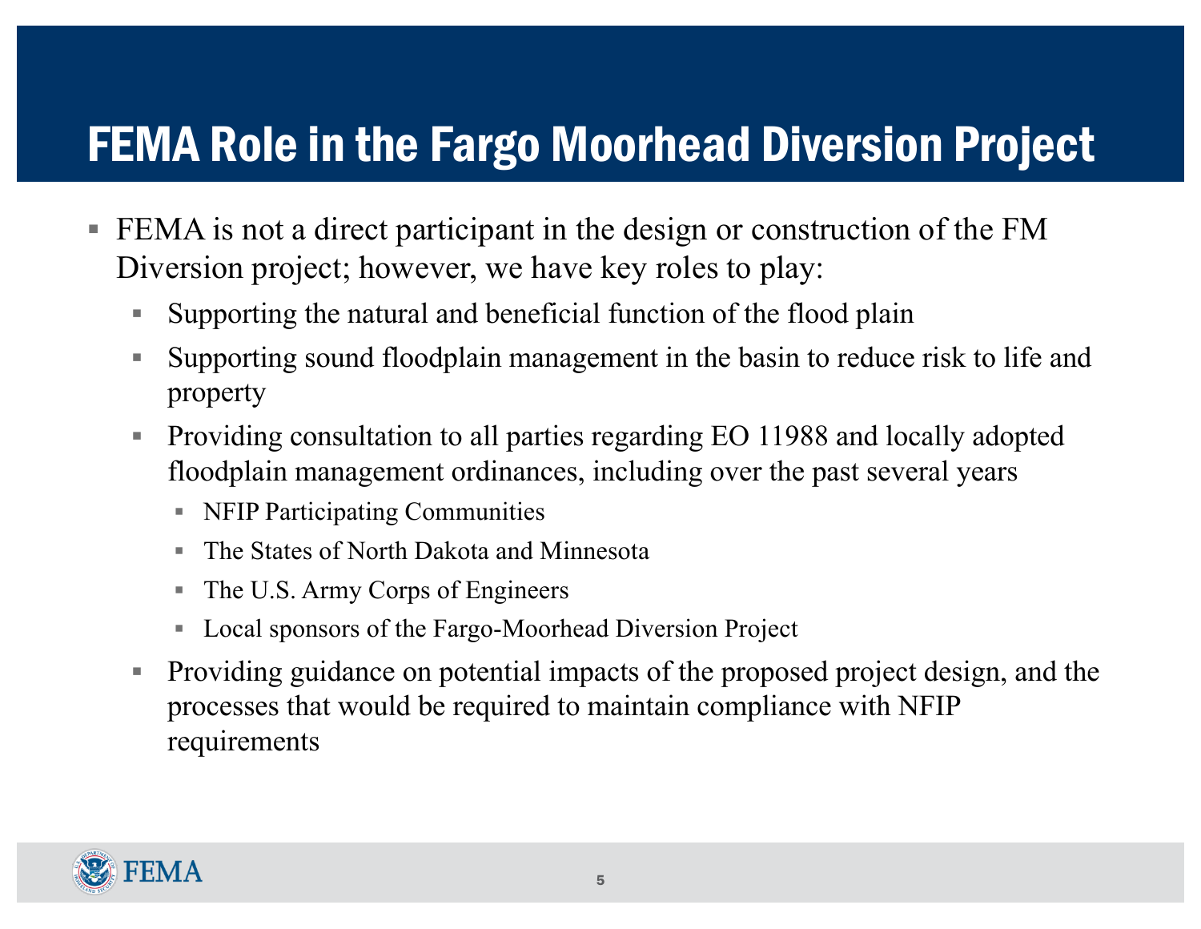# FEMA Role in the Fargo Moorhead Diversion Project

- FEMA is not a direct participant in the design or construction of the FM Diversion project; however, we have key roles to play:
  - Supporting the natural and beneficial function of the flood plain
  - Supporting sound floodplain management in the basin to reduce risk to life and property
  - Providing consultation to all parties regarding EO 11988 and locally adopted floodplain management ordinances, including over the past several years
    - NFIP Participating Communities
    - The States of North Dakota and Minnesota
    - The U.S. Army Corps of Engineers
    - Local sponsors of the Fargo-Moorhead Diversion Project
  - Providing guidance on potential impacts of the proposed project design, and the processes that would be required to maintain compliance with NFIP requirements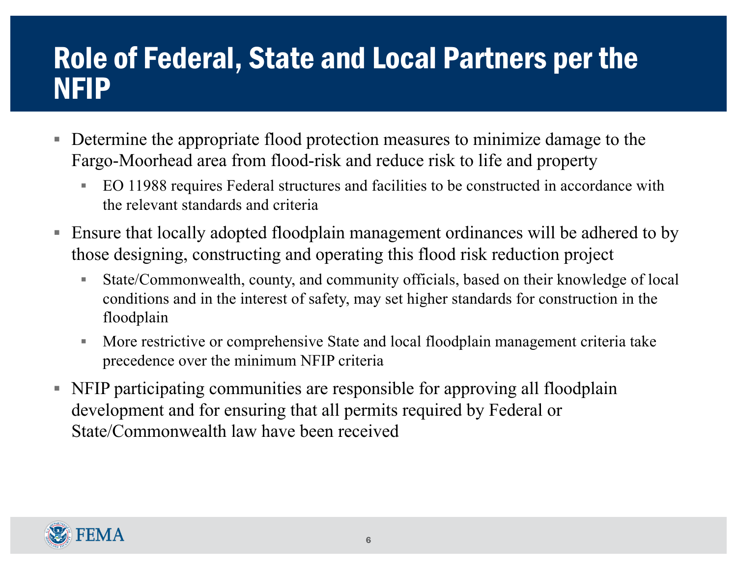# Role of Federal, State and Local Partners per the NFIP

- Determine the appropriate flood protection measures to minimize damage to the Fargo-Moorhead area from flood-risk and reduce risk to life and property
  - EO 11988 requires Federal structures and facilities to be constructed in accordance with the relevant standards and criteria
- Ensure that locally adopted floodplain management ordinances will be adhered to by those designing, constructing and operating this flood risk reduction project
  - State/Commonwealth, county, and community officials, based on their knowledge of local conditions and in the interest of safety, may set higher standards for construction in the floodplain
  - More restrictive or comprehensive State and local floodplain management criteria take precedence over the minimum NFIP criteria
- NFIP participating communities are responsible for approving all floodplain development and for ensuring that all permits required by Federal or State/Commonwealth law have been received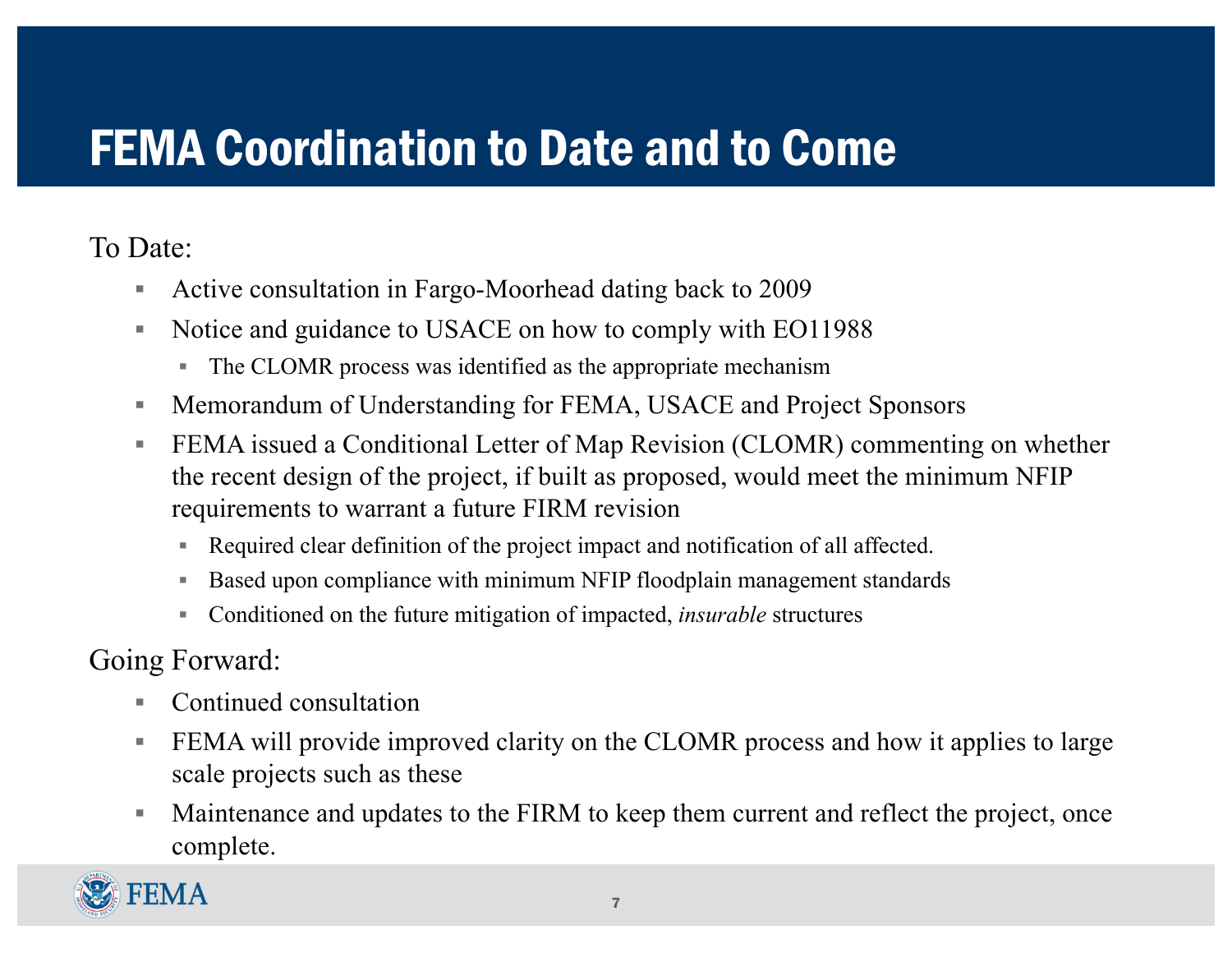# FEMA Coordination to Date and to Come

To Date:

- Active consultation in Fargo-Moorhead dating back to 2009
- Notice and guidance to USACE on how to comply with EO11988
  - The CLOMR process was identified as the appropriate mechanism
- Memorandum of Understanding for FEMA, USACE and Project Sponsors
- FEMA issued a Conditional Letter of Map Revision (CLOMR) commenting on whether the recent design of the project, if built as proposed, would meet the minimum NFIP requirements to warrant a future FIRM revision
  - Required clear definition of the project impact and notification of all affected.
  - Based upon compliance with minimum NFIP floodplain management standards
  - Conditioned on the future mitigation of impacted, *insurable* structures

Going Forward:

- Continued consultation
- FEMA will provide improved clarity on the CLOMR process and how it applies to large scale projects such as these
- Maintenance and updates to the FIRM to keep them current and reflect the project, once complete.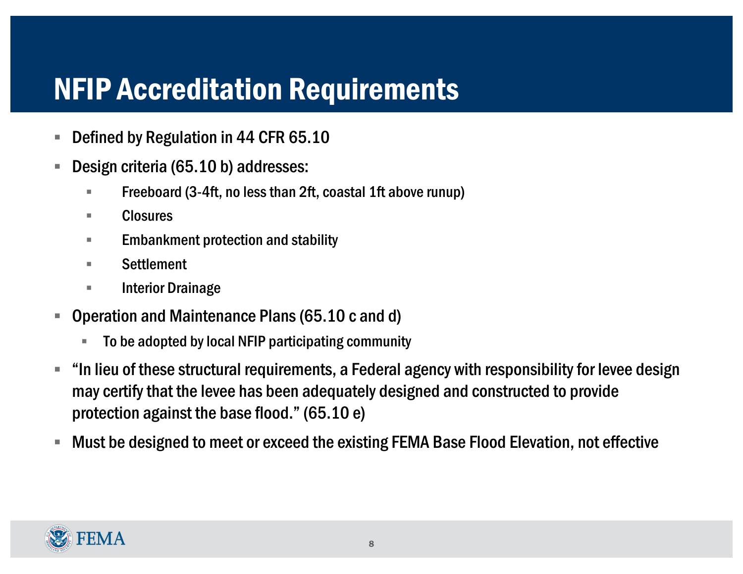# NFIP Accreditation Requirements

- Defined by Regulation in 44 CFR 65.10
- Design criteria (65.10 b) addresses:
  - Freeboard (3-4ft, no less than 2ft, coastal 1ft above runup)
  - Closures
  - Embankment protection and stability
  - Settlement
  - Interior Drainage
- Operation and Maintenance Plans (65.10 c and d)
  - To be adopted by local NFIP participating community
- "In lieu of these structural requirements, a Federal agency with responsibility for levee design may certify that the levee has been adequately designed and constructed to provide protection against the base flood." (65.10 e)
- Must be designed to meet or exceed the existing FEMA Base Flood Elevation, not effective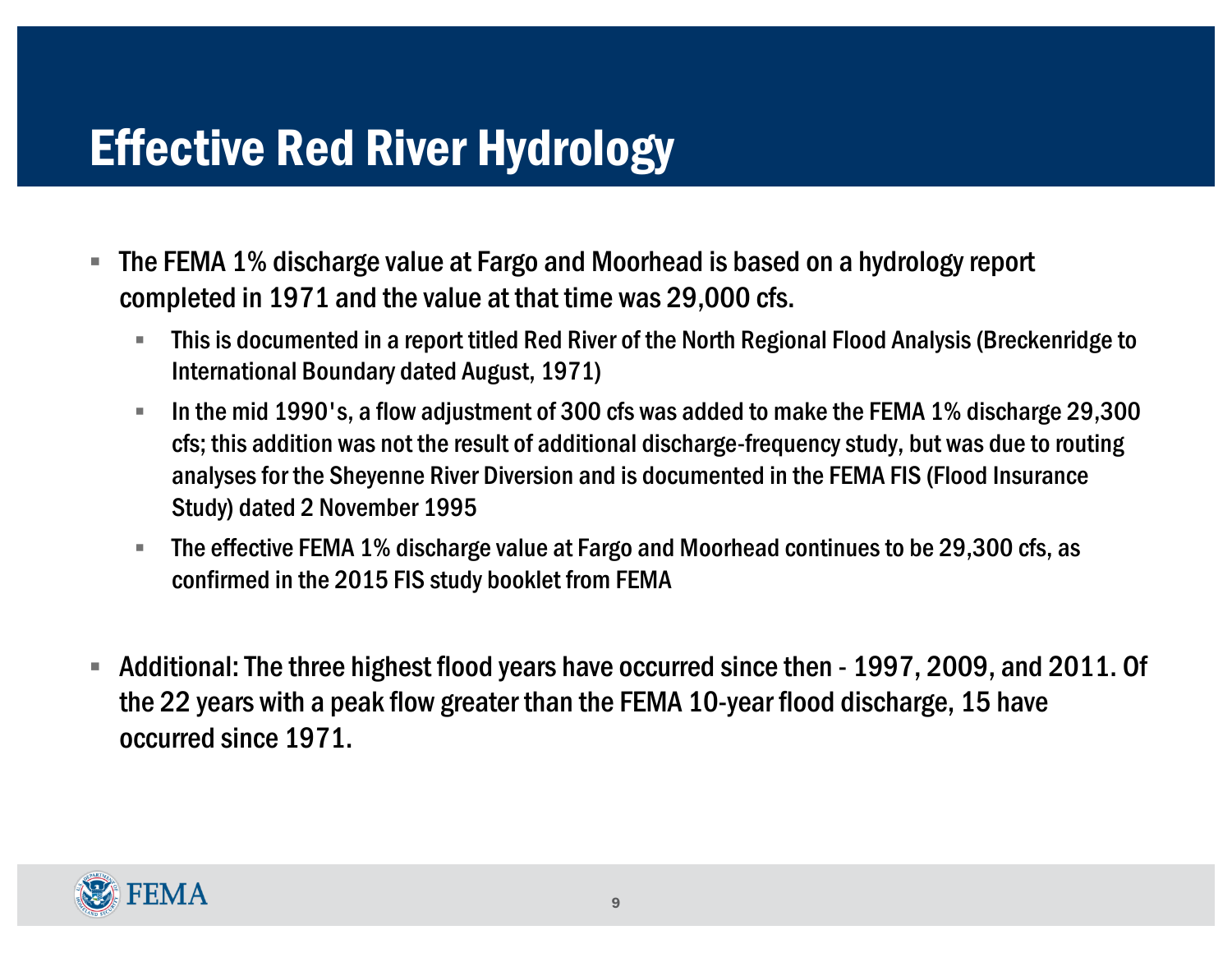# Effective Red River Hydrology

- The FEMA 1% discharge value at Fargo and Moorhead is based on a hydrology report completed in 1971 and the value at that time was 29,000 cfs.
  - This is documented in a report titled Red River of the North Regional Flood Analysis (Breckenridge to International Boundary dated August, 1971)
  - In the mid 1990's, a flow adjustment of 300 cfs was added to make the FEMA 1% discharge 29,300 cfs; this addition was not the result of additional discharge-frequency study, but was due to routing analyses for the Sheyenne River Diversion and is documented in the FEMA FIS (Flood Insurance Study) dated 2 November 1995
  - The effective FEMA 1% discharge value at Fargo and Moorhead continues to be 29,300 cfs, as confirmed in the 2015 FIS study booklet from FEMA

- Additional: The three highest flood years have occurred since then - 1997, 2009, and 2011. Of the 22 years with a peak flow greater than the FEMA 10-year flood discharge, 15 have occurred since 1971.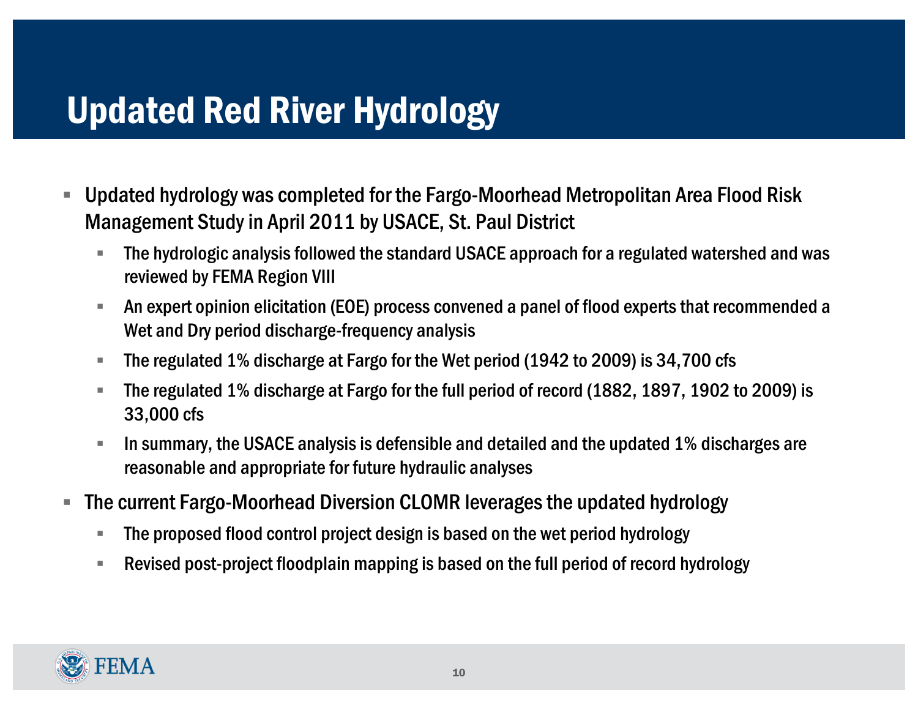# Updated Red River Hydrology

- Updated hydrology was completed for the Fargo-Moorhead Metropolitan Area Flood Risk Management Study in April 2011 by USACE, St. Paul District
  - The hydrologic analysis followed the standard USACE approach for a regulated watershed and was reviewed by FEMA Region VIII
  - An expert opinion elicitation (EOE) process convened a panel of flood experts that recommended a Wet and Dry period discharge-frequency analysis
  - The regulated 1% discharge at Fargo for the Wet period (1942 to 2009) is 34,700 cfs
  - The regulated 1% discharge at Fargo for the full period of record (1882, 1897, 1902 to 2009) is 33,000 cfs
  - In summary, the USACE analysis is defensible and detailed and the updated 1% discharges are reasonable and appropriate for future hydraulic analyses
- The current Fargo-Moorhead Diversion CLOMR leverages the updated hydrology
  - The proposed flood control project design is based on the wet period hydrology
  - Revised post-project floodplain mapping is based on the full period of record hydrology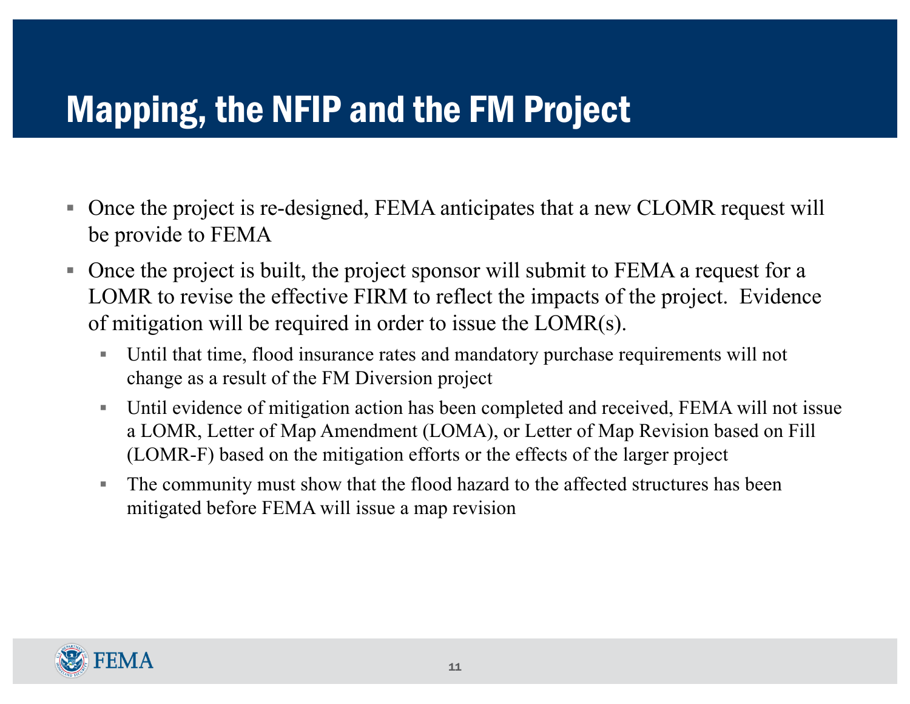# Mapping, the NFIP and the FM Project

- Once the project is re-designed, FEMA anticipates that a new CLOMR request will be provide to FEMA
- Once the project is built, the project sponsor will submit to FEMA a request for a LOMR to revise the effective FIRM to reflect the impacts of the project. Evidence of mitigation will be required in order to issue the LOMR(s).
  - Until that time, flood insurance rates and mandatory purchase requirements will not change as a result of the FM Diversion project
  - Until evidence of mitigation action has been completed and received, FEMA will not issue a LOMR, Letter of Map Amendment (LOMA), or Letter of Map Revision based on Fill (LOMR-F) based on the mitigation efforts or the effects of the larger project
  - The community must show that the flood hazard to the affected structures has been mitigated before FEMA will issue a map revision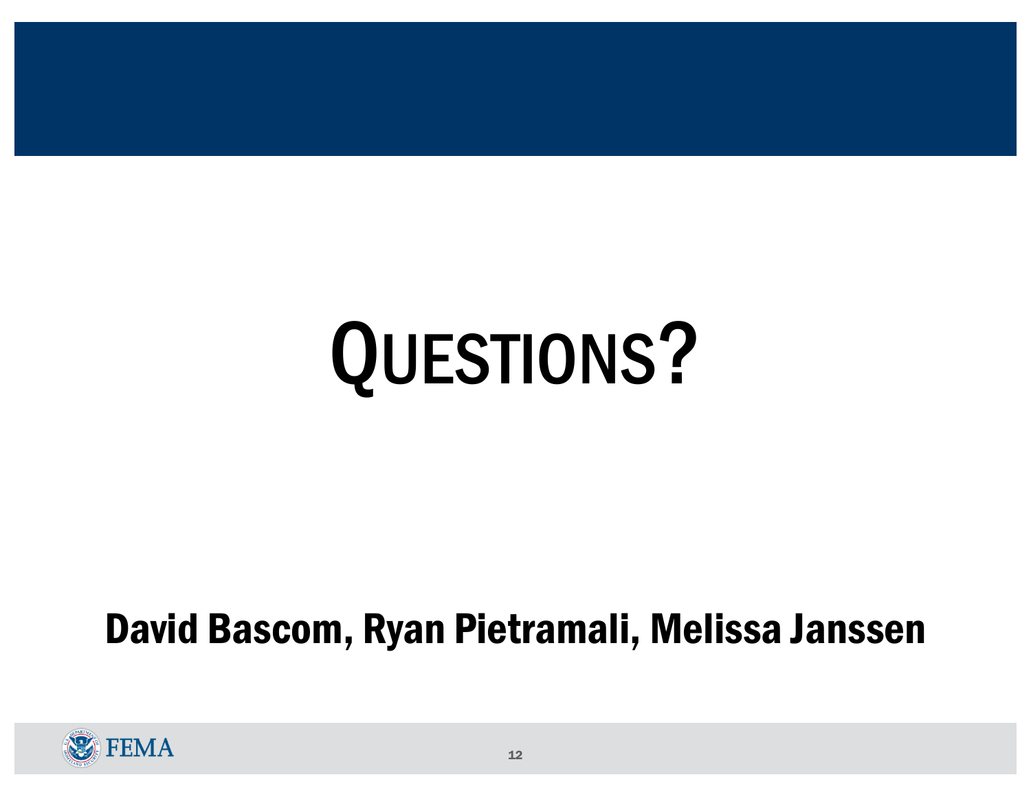# QUESTIONS?

**David Bascom, Ryan Pietramali, Melissa Janssen**